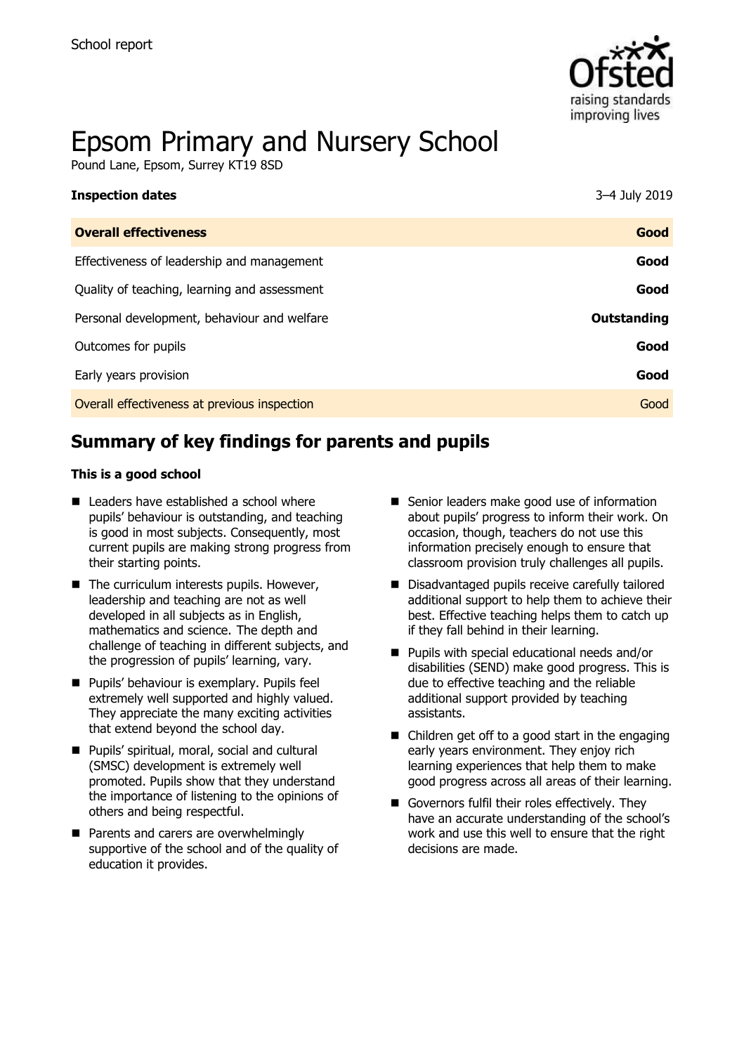School report

# Epsom Primary and Nursery School

Pound Lane, Epsom, Surrey KT19 8SD

| **Inspection dates** | 3–4 July 2019 |
| --- | --- |
| **Overall effectiveness** | **Good** |
| Effectiveness of leadership and management | **Good** |
| Quality of teaching, learning and assessment | **Good** |
| Personal development, behaviour and welfare | **Outstanding** |
| Outcomes for pupils | **Good** |
| Early years provision | **Good** |
| Overall effectiveness at previous inspection | Good |

## Summary of key findings for parents and pupils

**This is a good school**

- Leaders have established a school where pupils' behaviour is outstanding, and teaching is good in most subjects. Consequently, most current pupils are making strong progress from their starting points.
- The curriculum interests pupils. However, leadership and teaching are not as well developed in all subjects as in English, mathematics and science. The depth and challenge of teaching in different subjects, and the progression of pupils' learning, vary.
- Pupils' behaviour is exemplary. Pupils feel extremely well supported and highly valued. They appreciate the many exciting activities that extend beyond the school day.
- Pupils' spiritual, moral, social and cultural (SMSC) development is extremely well promoted. Pupils show that they understand the importance of listening to the opinions of others and being respectful.
- Parents and carers are overwhelmingly supportive of the school and of the quality of education it provides.
- Senior leaders make good use of information about pupils' progress to inform their work. On occasion, though, teachers do not use this information precisely enough to ensure that classroom provision truly challenges all pupils.
- Disadvantaged pupils receive carefully tailored additional support to help them to achieve their best. Effective teaching helps them to catch up if they fall behind in their learning.
- Pupils with special educational needs and/or disabilities (SEND) make good progress. This is due to effective teaching and the reliable additional support provided by teaching assistants.
- Children get off to a good start in the engaging early years environment. They enjoy rich learning experiences that help them to make good progress across all areas of their learning.
- Governors fulfil their roles effectively. They have an accurate understanding of the school's work and use this well to ensure that the right decisions are made.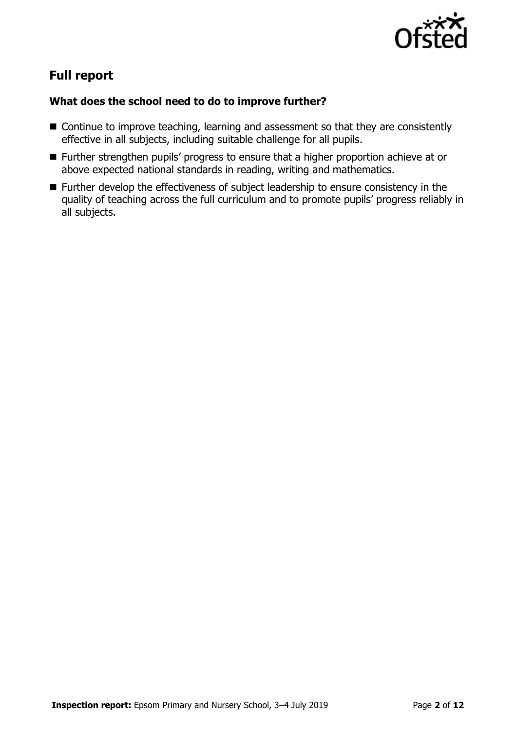## Full report

### What does the school need to do to improve further?

- Continue to improve teaching, learning and assessment so that they are consistently effective in all subjects, including suitable challenge for all pupils.
- Further strengthen pupils' progress to ensure that a higher proportion achieve at or above expected national standards in reading, writing and mathematics.
- Further develop the effectiveness of subject leadership to ensure consistency in the quality of teaching across the full curriculum and to promote pupils' progress reliably in all subjects.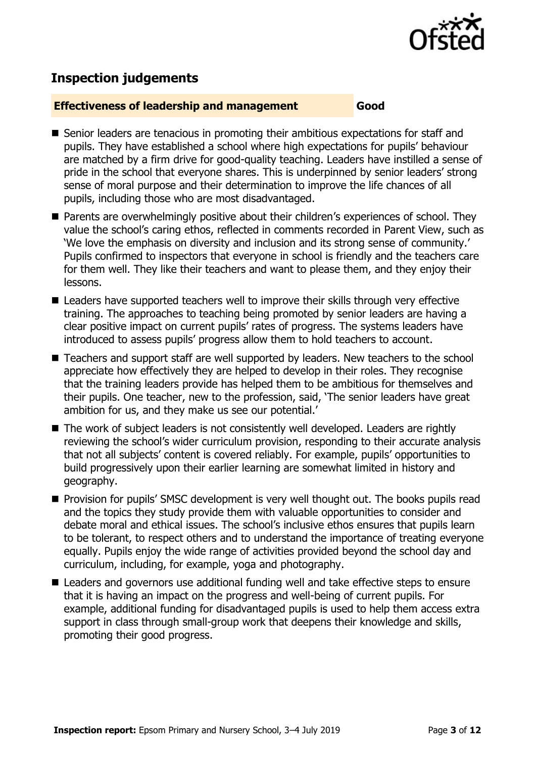## Inspection judgements

**Effectiveness of leadership and management** **Good**

- Senior leaders are tenacious in promoting their ambitious expectations for staff and pupils. They have established a school where high expectations for pupils' behaviour are matched by a firm drive for good-quality teaching. Leaders have instilled a sense of pride in the school that everyone shares. This is underpinned by senior leaders' strong sense of moral purpose and their determination to improve the life chances of all pupils, including those who are most disadvantaged.
- Parents are overwhelmingly positive about their children's experiences of school. They value the school's caring ethos, reflected in comments recorded in Parent View, such as 'We love the emphasis on diversity and inclusion and its strong sense of community.' Pupils confirmed to inspectors that everyone in school is friendly and the teachers care for them well. They like their teachers and want to please them, and they enjoy their lessons.
- Leaders have supported teachers well to improve their skills through very effective training. The approaches to teaching being promoted by senior leaders are having a clear positive impact on current pupils' rates of progress. The systems leaders have introduced to assess pupils' progress allow them to hold teachers to account.
- Teachers and support staff are well supported by leaders. New teachers to the school appreciate how effectively they are helped to develop in their roles. They recognise that the training leaders provide has helped them to be ambitious for themselves and their pupils. One teacher, new to the profession, said, 'The senior leaders have great ambition for us, and they make us see our potential.'
- The work of subject leaders is not consistently well developed. Leaders are rightly reviewing the school's wider curriculum provision, responding to their accurate analysis that not all subjects' content is covered reliably. For example, pupils' opportunities to build progressively upon their earlier learning are somewhat limited in history and geography.
- Provision for pupils' SMSC development is very well thought out. The books pupils read and the topics they study provide them with valuable opportunities to consider and debate moral and ethical issues. The school's inclusive ethos ensures that pupils learn to be tolerant, to respect others and to understand the importance of treating everyone equally. Pupils enjoy the wide range of activities provided beyond the school day and curriculum, including, for example, yoga and photography.
- Leaders and governors use additional funding well and take effective steps to ensure that it is having an impact on the progress and well-being of current pupils. For example, additional funding for disadvantaged pupils is used to help them access extra support in class through small-group work that deepens their knowledge and skills, promoting their good progress.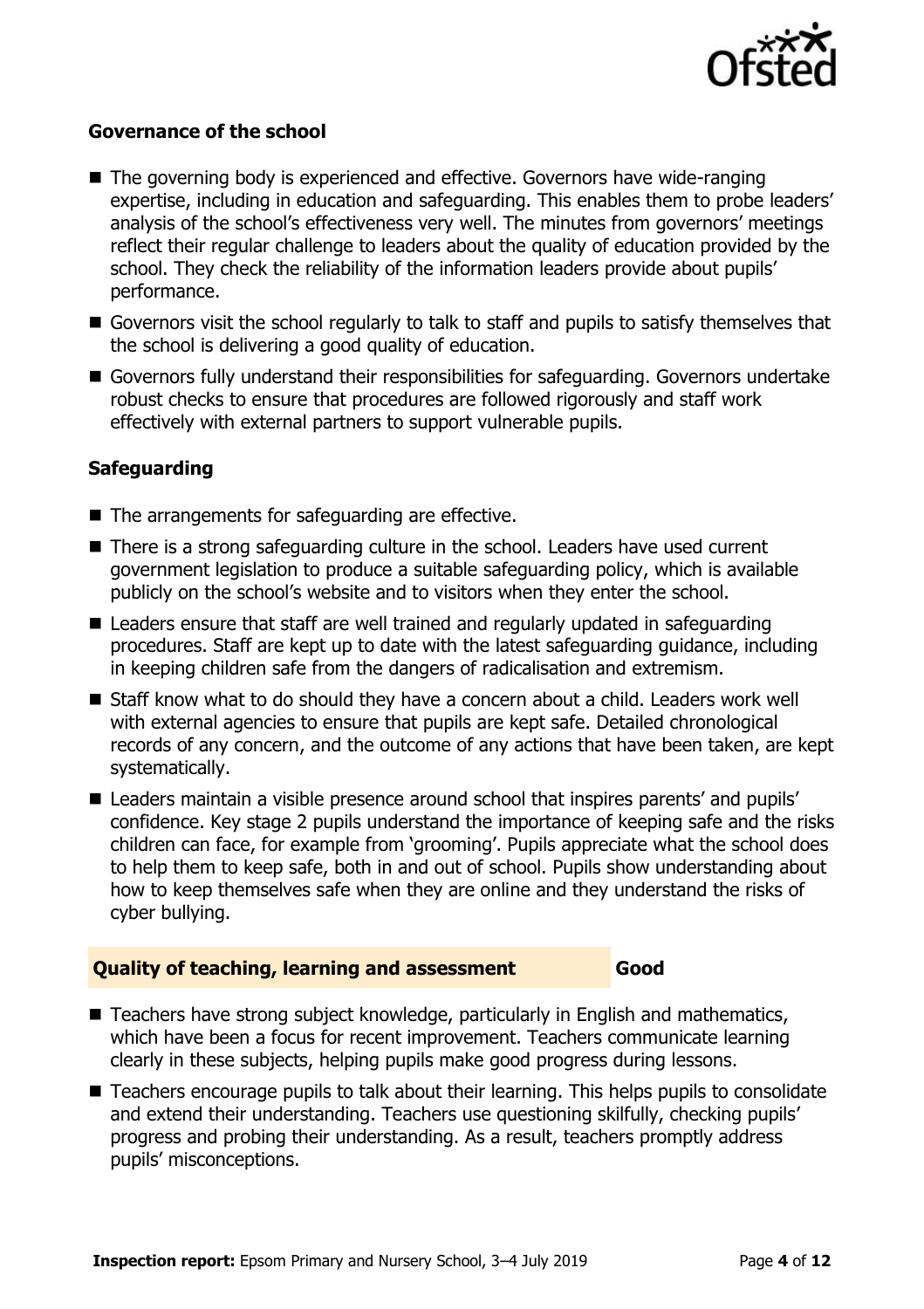### Governance of the school

- The governing body is experienced and effective. Governors have wide-ranging expertise, including in education and safeguarding. This enables them to probe leaders' analysis of the school's effectiveness very well. The minutes from governors' meetings reflect their regular challenge to leaders about the quality of education provided by the school. They check the reliability of the information leaders provide about pupils' performance.
- Governors visit the school regularly to talk to staff and pupils to satisfy themselves that the school is delivering a good quality of education.
- Governors fully understand their responsibilities for safeguarding. Governors undertake robust checks to ensure that procedures are followed rigorously and staff work effectively with external partners to support vulnerable pupils.

### Safeguarding

- The arrangements for safeguarding are effective.
- There is a strong safeguarding culture in the school. Leaders have used current government legislation to produce a suitable safeguarding policy, which is available publicly on the school's website and to visitors when they enter the school.
- Leaders ensure that staff are well trained and regularly updated in safeguarding procedures. Staff are kept up to date with the latest safeguarding guidance, including in keeping children safe from the dangers of radicalisation and extremism.
- Staff know what to do should they have a concern about a child. Leaders work well with external agencies to ensure that pupils are kept safe. Detailed chronological records of any concern, and the outcome of any actions that have been taken, are kept systematically.
- Leaders maintain a visible presence around school that inspires parents' and pupils' confidence. Key stage 2 pupils understand the importance of keeping safe and the risks children can face, for example from 'grooming'. Pupils appreciate what the school does to help them to keep safe, both in and out of school. Pupils show understanding about how to keep themselves safe when they are online and they understand the risks of cyber bullying.

## Quality of teaching, learning and assessment — Good

- Teachers have strong subject knowledge, particularly in English and mathematics, which have been a focus for recent improvement. Teachers communicate learning clearly in these subjects, helping pupils make good progress during lessons.
- Teachers encourage pupils to talk about their learning. This helps pupils to consolidate and extend their understanding. Teachers use questioning skilfully, checking pupils' progress and probing their understanding. As a result, teachers promptly address pupils' misconceptions.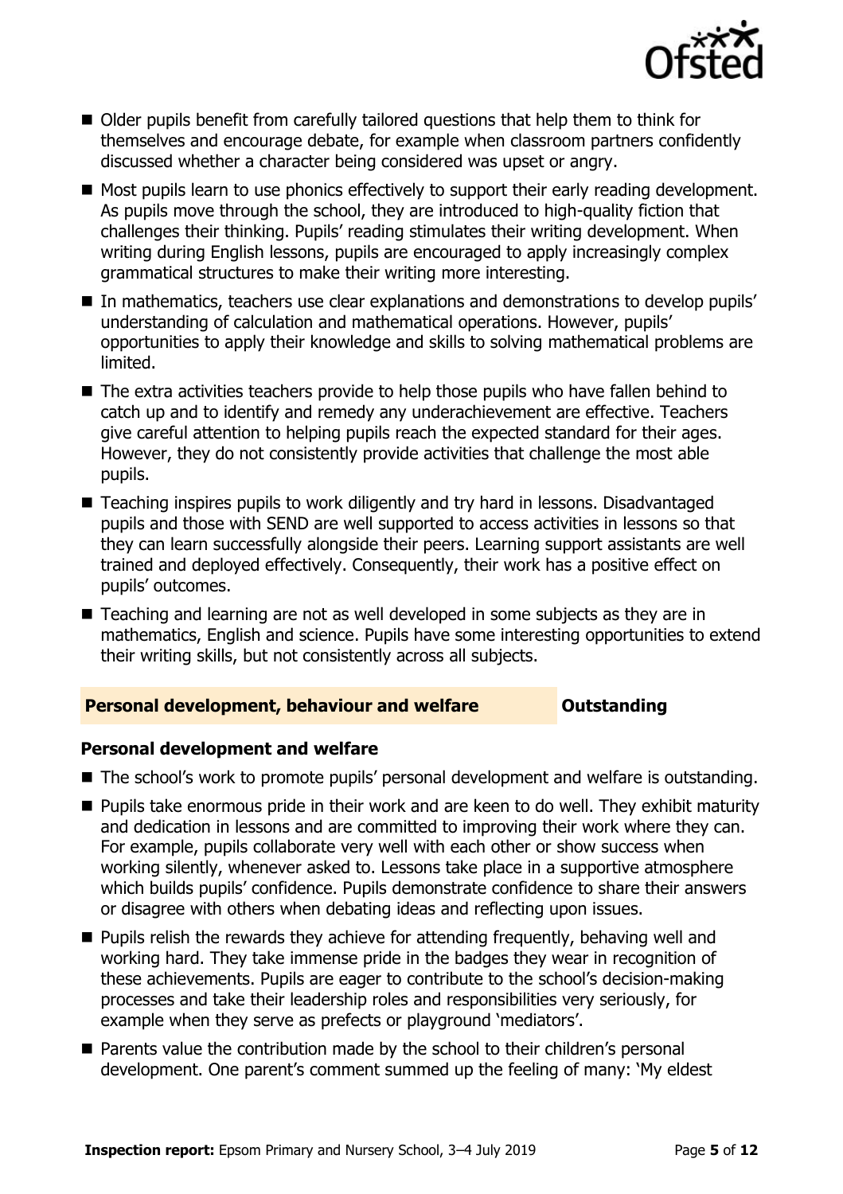- Older pupils benefit from carefully tailored questions that help them to think for themselves and encourage debate, for example when classroom partners confidently discussed whether a character being considered was upset or angry.
- Most pupils learn to use phonics effectively to support their early reading development. As pupils move through the school, they are introduced to high-quality fiction that challenges their thinking. Pupils' reading stimulates their writing development. When writing during English lessons, pupils are encouraged to apply increasingly complex grammatical structures to make their writing more interesting.
- In mathematics, teachers use clear explanations and demonstrations to develop pupils' understanding of calculation and mathematical operations. However, pupils' opportunities to apply their knowledge and skills to solving mathematical problems are limited.
- The extra activities teachers provide to help those pupils who have fallen behind to catch up and to identify and remedy any underachievement are effective. Teachers give careful attention to helping pupils reach the expected standard for their ages. However, they do not consistently provide activities that challenge the most able pupils.
- Teaching inspires pupils to work diligently and try hard in lessons. Disadvantaged pupils and those with SEND are well supported to access activities in lessons so that they can learn successfully alongside their peers. Learning support assistants are well trained and deployed effectively. Consequently, their work has a positive effect on pupils' outcomes.
- Teaching and learning are not as well developed in some subjects as they are in mathematics, English and science. Pupils have some interesting opportunities to extend their writing skills, but not consistently across all subjects.

## Personal development, behaviour and welfare — Outstanding

### Personal development and welfare

- The school's work to promote pupils' personal development and welfare is outstanding.
- Pupils take enormous pride in their work and are keen to do well. They exhibit maturity and dedication in lessons and are committed to improving their work where they can. For example, pupils collaborate very well with each other or show success when working silently, whenever asked to. Lessons take place in a supportive atmosphere which builds pupils' confidence. Pupils demonstrate confidence to share their answers or disagree with others when debating ideas and reflecting upon issues.
- Pupils relish the rewards they achieve for attending frequently, behaving well and working hard. They take immense pride in the badges they wear in recognition of these achievements. Pupils are eager to contribute to the school's decision-making processes and take their leadership roles and responsibilities very seriously, for example when they serve as prefects or playground 'mediators'.
- Parents value the contribution made by the school to their children's personal development. One parent's comment summed up the feeling of many: 'My eldest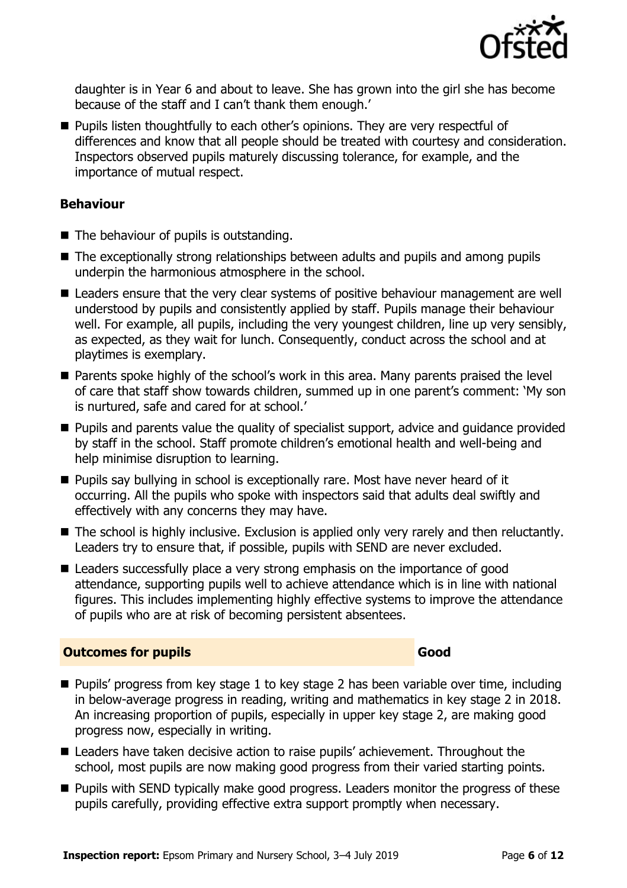daughter is in Year 6 and about to leave. She has grown into the girl she has become because of the staff and I can't thank them enough.'

- Pupils listen thoughtfully to each other's opinions. They are very respectful of differences and know that all people should be treated with courtesy and consideration. Inspectors observed pupils maturely discussing tolerance, for example, and the importance of mutual respect.

### Behaviour

- The behaviour of pupils is outstanding.
- The exceptionally strong relationships between adults and pupils and among pupils underpin the harmonious atmosphere in the school.
- Leaders ensure that the very clear systems of positive behaviour management are well understood by pupils and consistently applied by staff. Pupils manage their behaviour well. For example, all pupils, including the very youngest children, line up very sensibly, as expected, as they wait for lunch. Consequently, conduct across the school and at playtimes is exemplary.
- Parents spoke highly of the school's work in this area. Many parents praised the level of care that staff show towards children, summed up in one parent's comment: 'My son is nurtured, safe and cared for at school.'
- Pupils and parents value the quality of specialist support, advice and guidance provided by staff in the school. Staff promote children's emotional health and well-being and help minimise disruption to learning.
- Pupils say bullying in school is exceptionally rare. Most have never heard of it occurring. All the pupils who spoke with inspectors said that adults deal swiftly and effectively with any concerns they may have.
- The school is highly inclusive. Exclusion is applied only very rarely and then reluctantly. Leaders try to ensure that, if possible, pupils with SEND are never excluded.
- Leaders successfully place a very strong emphasis on the importance of good attendance, supporting pupils well to achieve attendance which is in line with national figures. This includes implementing highly effective systems to improve the attendance of pupils who are at risk of becoming persistent absentees.

## Outcomes for pupils — Good

- Pupils' progress from key stage 1 to key stage 2 has been variable over time, including in below-average progress in reading, writing and mathematics in key stage 2 in 2018. An increasing proportion of pupils, especially in upper key stage 2, are making good progress now, especially in writing.
- Leaders have taken decisive action to raise pupils' achievement. Throughout the school, most pupils are now making good progress from their varied starting points.
- Pupils with SEND typically make good progress. Leaders monitor the progress of these pupils carefully, providing effective extra support promptly when necessary.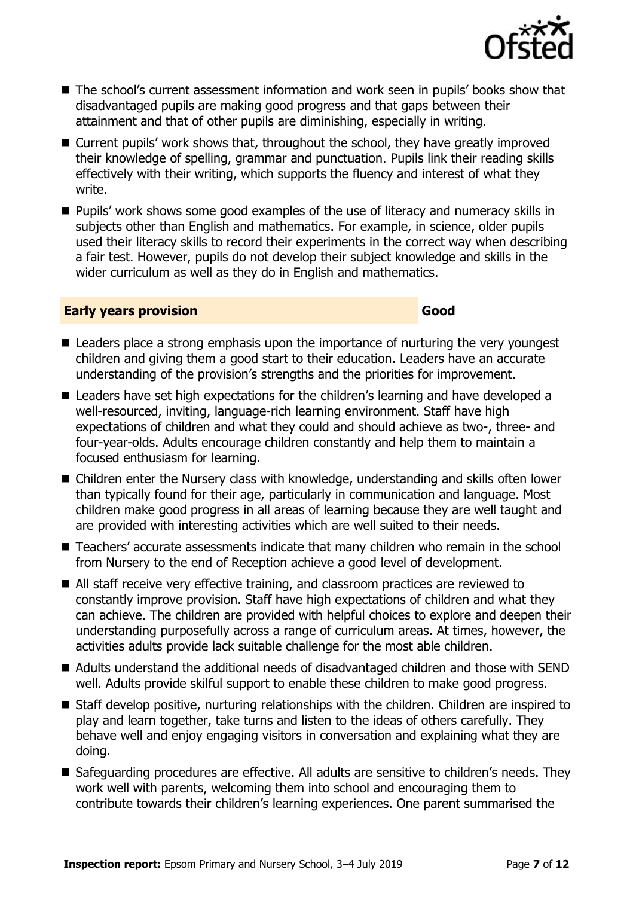- The school's current assessment information and work seen in pupils' books show that disadvantaged pupils are making good progress and that gaps between their attainment and that of other pupils are diminishing, especially in writing.
- Current pupils' work shows that, throughout the school, they have greatly improved their knowledge of spelling, grammar and punctuation. Pupils link their reading skills effectively with their writing, which supports the fluency and interest of what they write.
- Pupils' work shows some good examples of the use of literacy and numeracy skills in subjects other than English and mathematics. For example, in science, older pupils used their literacy skills to record their experiments in the correct way when describing a fair test. However, pupils do not develop their subject knowledge and skills in the wider curriculum as well as they do in English and mathematics.

## Early years provision — Good

- Leaders place a strong emphasis upon the importance of nurturing the very youngest children and giving them a good start to their education. Leaders have an accurate understanding of the provision's strengths and the priorities for improvement.
- Leaders have set high expectations for the children's learning and have developed a well-resourced, inviting, language-rich learning environment. Staff have high expectations of children and what they could and should achieve as two-, three- and four-year-olds. Adults encourage children constantly and help them to maintain a focused enthusiasm for learning.
- Children enter the Nursery class with knowledge, understanding and skills often lower than typically found for their age, particularly in communication and language. Most children make good progress in all areas of learning because they are well taught and are provided with interesting activities which are well suited to their needs.
- Teachers' accurate assessments indicate that many children who remain in the school from Nursery to the end of Reception achieve a good level of development.
- All staff receive very effective training, and classroom practices are reviewed to constantly improve provision. Staff have high expectations of children and what they can achieve. The children are provided with helpful choices to explore and deepen their understanding purposefully across a range of curriculum areas. At times, however, the activities adults provide lack suitable challenge for the most able children.
- Adults understand the additional needs of disadvantaged children and those with SEND well. Adults provide skilful support to enable these children to make good progress.
- Staff develop positive, nurturing relationships with the children. Children are inspired to play and learn together, take turns and listen to the ideas of others carefully. They behave well and enjoy engaging visitors in conversation and explaining what they are doing.
- Safeguarding procedures are effective. All adults are sensitive to children's needs. They work well with parents, welcoming them into school and encouraging them to contribute towards their children's learning experiences. One parent summarised the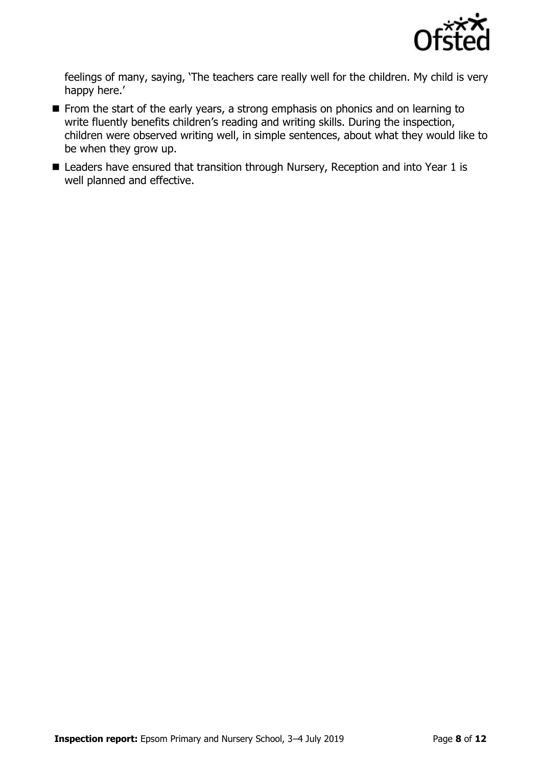feelings of many, saying, 'The teachers care really well for the children. My child is very happy here.'

- From the start of the early years, a strong emphasis on phonics and on learning to write fluently benefits children's reading and writing skills. During the inspection, children were observed writing well, in simple sentences, about what they would like to be when they grow up.
- Leaders have ensured that transition through Nursery, Reception and into Year 1 is well planned and effective.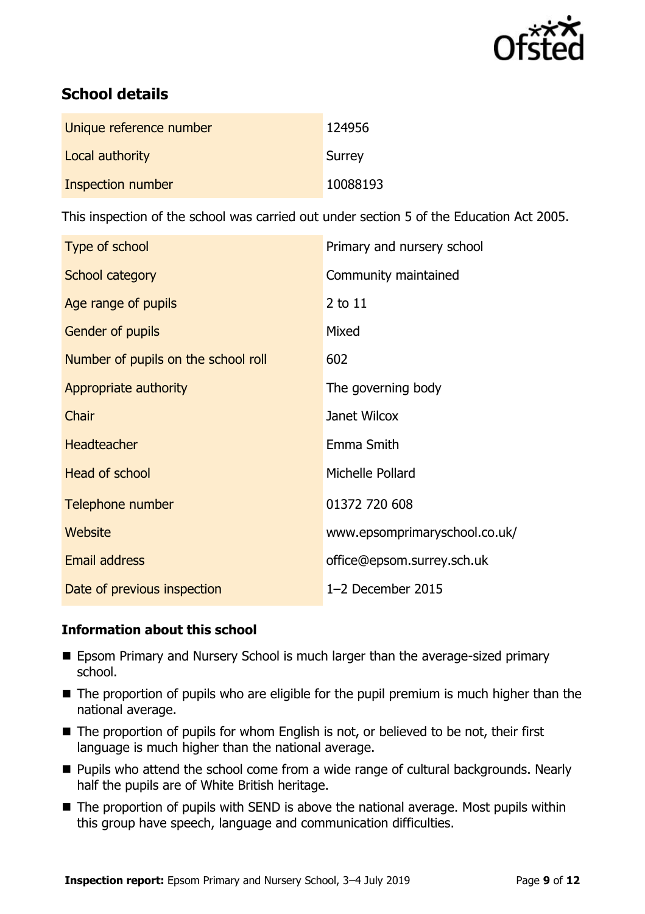## School details

| | |
|---|---|
| Unique reference number | 124956 |
| Local authority | Surrey |
| Inspection number | 10088193 |

This inspection of the school was carried out under section 5 of the Education Act 2005.

| | |
|---|---|
| Type of school | Primary and nursery school |
| School category | Community maintained |
| Age range of pupils | 2 to 11 |
| Gender of pupils | Mixed |
| Number of pupils on the school roll | 602 |
| Appropriate authority | The governing body |
| Chair | Janet Wilcox |
| Headteacher | Emma Smith |
| Head of school | Michelle Pollard |
| Telephone number | 01372 720 608 |
| Website | www.epsomprimaryschool.co.uk/ |
| Email address | office@epsom.surrey.sch.uk |
| Date of previous inspection | 1–2 December 2015 |

### Information about this school

- Epsom Primary and Nursery School is much larger than the average-sized primary school.
- The proportion of pupils who are eligible for the pupil premium is much higher than the national average.
- The proportion of pupils for whom English is not, or believed to be not, their first language is much higher than the national average.
- Pupils who attend the school come from a wide range of cultural backgrounds. Nearly half the pupils are of White British heritage.
- The proportion of pupils with SEND is above the national average. Most pupils within this group have speech, language and communication difficulties.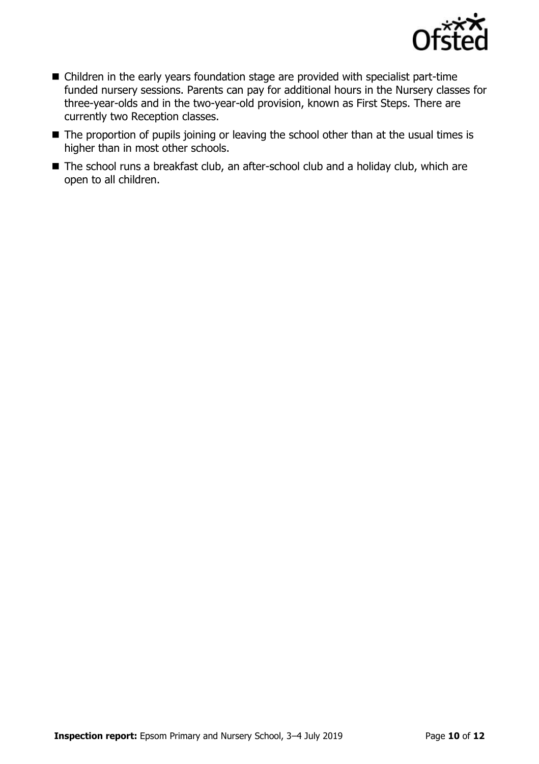- Children in the early years foundation stage are provided with specialist part-time funded nursery sessions. Parents can pay for additional hours in the Nursery classes for three-year-olds and in the two-year-old provision, known as First Steps. There are currently two Reception classes.
- The proportion of pupils joining or leaving the school other than at the usual times is higher than in most other schools.
- The school runs a breakfast club, an after-school club and a holiday club, which are open to all children.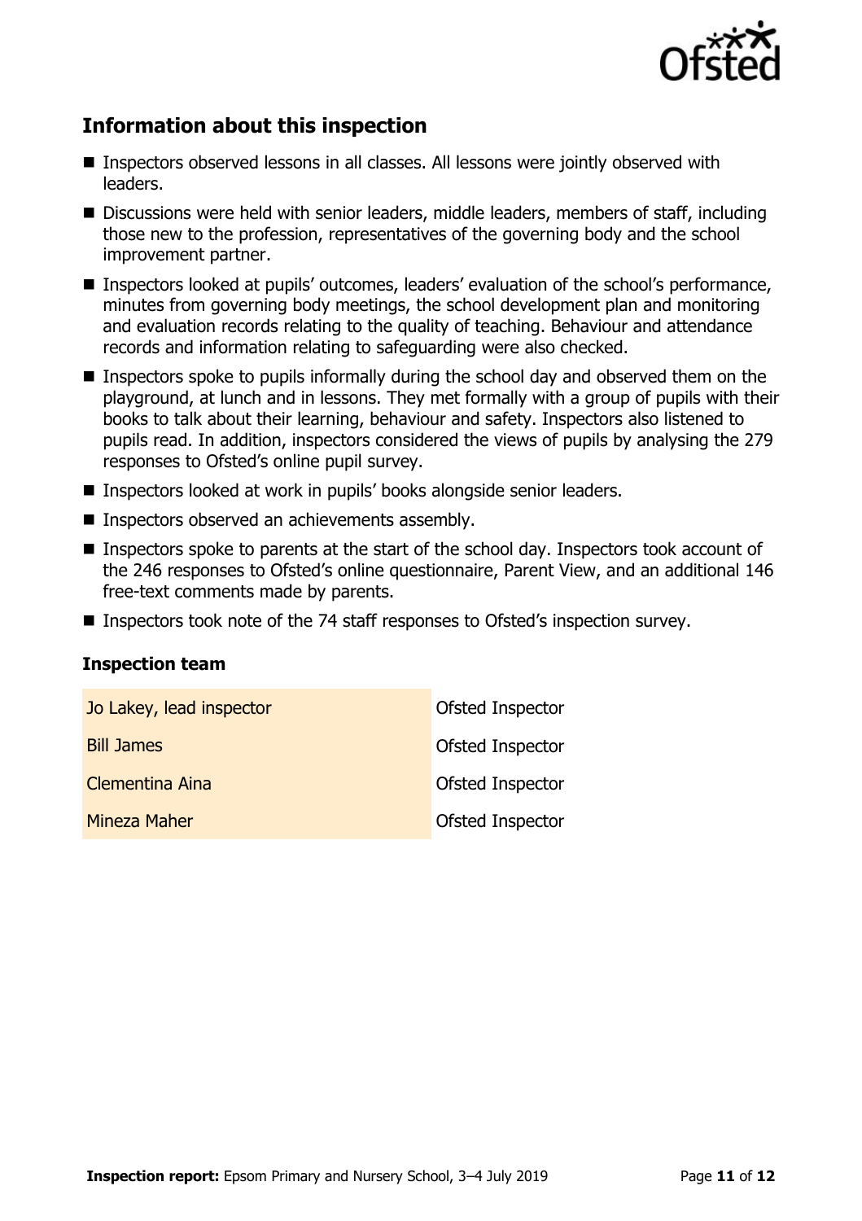## Information about this inspection

- Inspectors observed lessons in all classes. All lessons were jointly observed with leaders.
- Discussions were held with senior leaders, middle leaders, members of staff, including those new to the profession, representatives of the governing body and the school improvement partner.
- Inspectors looked at pupils' outcomes, leaders' evaluation of the school's performance, minutes from governing body meetings, the school development plan and monitoring and evaluation records relating to the quality of teaching. Behaviour and attendance records and information relating to safeguarding were also checked.
- Inspectors spoke to pupils informally during the school day and observed them on the playground, at lunch and in lessons. They met formally with a group of pupils with their books to talk about their learning, behaviour and safety. Inspectors also listened to pupils read. In addition, inspectors considered the views of pupils by analysing the 279 responses to Ofsted's online pupil survey.
- Inspectors looked at work in pupils' books alongside senior leaders.
- Inspectors observed an achievements assembly.
- Inspectors spoke to parents at the start of the school day. Inspectors took account of the 246 responses to Ofsted's online questionnaire, Parent View, and an additional 146 free-text comments made by parents.
- Inspectors took note of the 74 staff responses to Ofsted's inspection survey.

### Inspection team

| | |
|---|---|
| Jo Lakey, lead inspector | Ofsted Inspector |
| Bill James | Ofsted Inspector |
| Clementina Aina | Ofsted Inspector |
| Mineza Maher | Ofsted Inspector |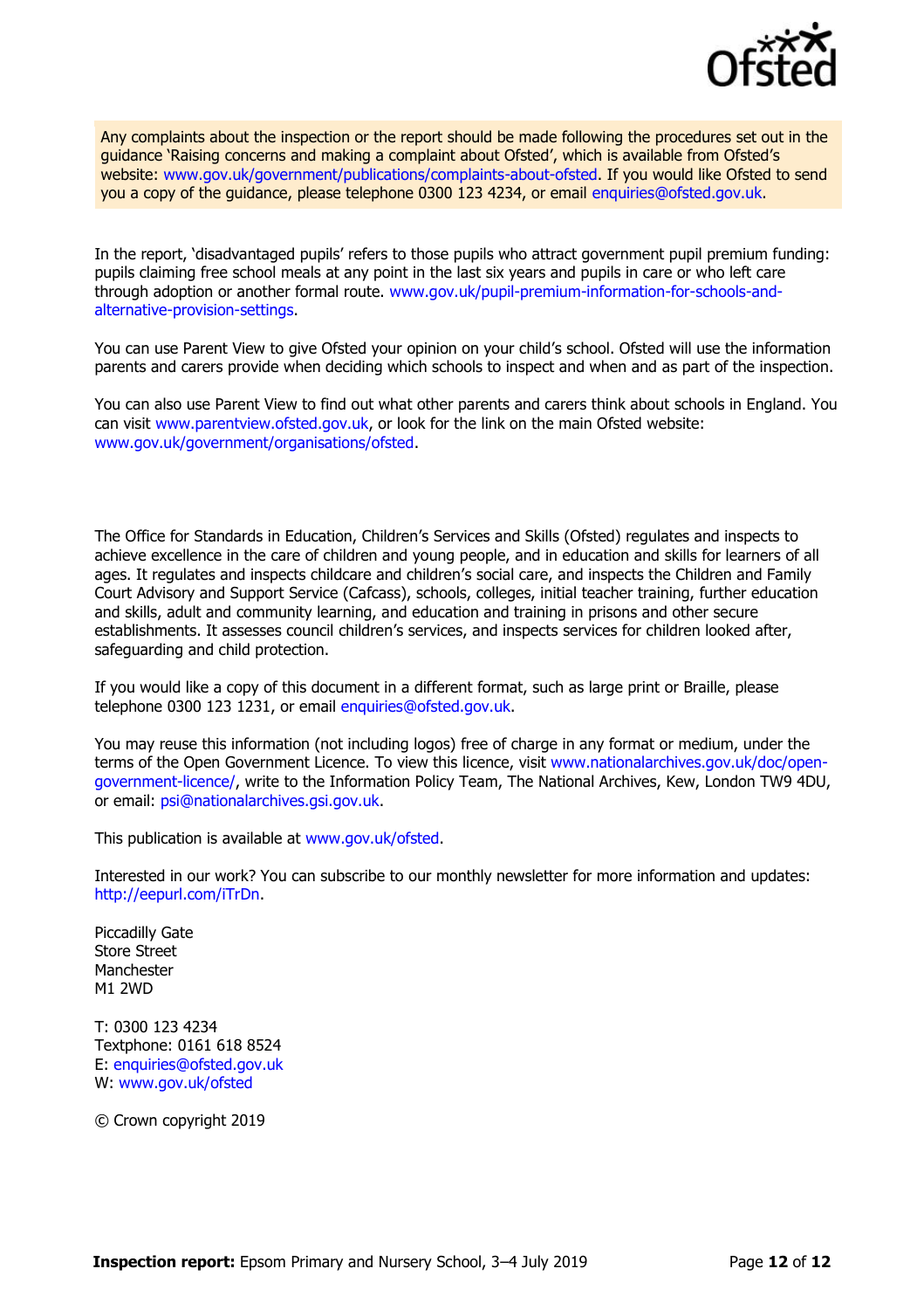Any complaints about the inspection or the report should be made following the procedures set out in the guidance 'Raising concerns and making a complaint about Ofsted', which is available from Ofsted's website: www.gov.uk/government/publications/complaints-about-ofsted. If you would like Ofsted to send you a copy of the guidance, please telephone 0300 123 4234, or email enquiries@ofsted.gov.uk.

In the report, 'disadvantaged pupils' refers to those pupils who attract government pupil premium funding: pupils claiming free school meals at any point in the last six years and pupils in care or who left care through adoption or another formal route. www.gov.uk/pupil-premium-information-for-schools-and-alternative-provision-settings.

You can use Parent View to give Ofsted your opinion on your child's school. Ofsted will use the information parents and carers provide when deciding which schools to inspect and when and as part of the inspection.

You can also use Parent View to find out what other parents and carers think about schools in England. You can visit www.parentview.ofsted.gov.uk, or look for the link on the main Ofsted website: www.gov.uk/government/organisations/ofsted.

The Office for Standards in Education, Children's Services and Skills (Ofsted) regulates and inspects to achieve excellence in the care of children and young people, and in education and skills for learners of all ages. It regulates and inspects childcare and children's social care, and inspects the Children and Family Court Advisory and Support Service (Cafcass), schools, colleges, initial teacher training, further education and skills, adult and community learning, and education and training in prisons and other secure establishments. It assesses council children's services, and inspects services for children looked after, safeguarding and child protection.

If you would like a copy of this document in a different format, such as large print or Braille, please telephone 0300 123 1231, or email enquiries@ofsted.gov.uk.

You may reuse this information (not including logos) free of charge in any format or medium, under the terms of the Open Government Licence. To view this licence, visit www.nationalarchives.gov.uk/doc/open-government-licence/, write to the Information Policy Team, The National Archives, Kew, London TW9 4DU, or email: psi@nationalarchives.gsi.gov.uk.

This publication is available at www.gov.uk/ofsted.

Interested in our work? You can subscribe to our monthly newsletter for more information and updates: http://eepurl.com/iTrDn.

Piccadilly Gate
Store Street
Manchester
M1 2WD

T: 0300 123 4234
Textphone: 0161 618 8524
E: enquiries@ofsted.gov.uk
W: www.gov.uk/ofsted

© Crown copyright 2019